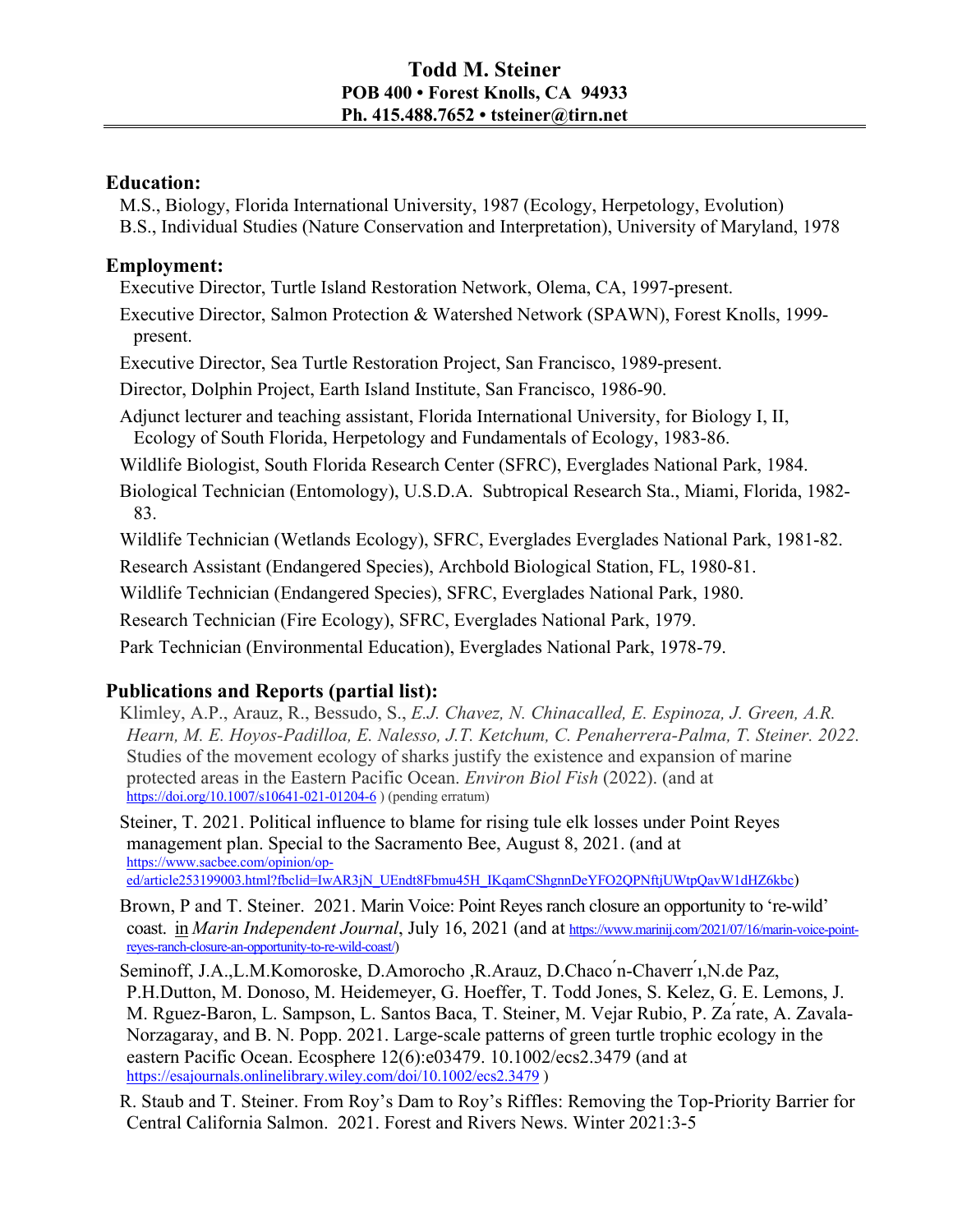# Todd M. Steiner

**POB 400 • Forest Knolls, CA 94933**
**Ph. 415.488.7652 • tsteiner@tirn.net**

## Education:

M.S., Biology, Florida International University, 1987 (Ecology, Herpetology, Evolution)
B.S., Individual Studies (Nature Conservation and Interpretation), University of Maryland, 1978

## Employment:

Executive Director, Turtle Island Restoration Network, Olema, CA, 1997-present.

Executive Director, Salmon Protection & Watershed Network (SPAWN), Forest Knolls, 1999-present.

Executive Director, Sea Turtle Restoration Project, San Francisco, 1989-present.

Director, Dolphin Project, Earth Island Institute, San Francisco, 1986-90.

Adjunct lecturer and teaching assistant, Florida International University, for Biology I, II, Ecology of South Florida, Herpetology and Fundamentals of Ecology, 1983-86.

Wildlife Biologist, South Florida Research Center (SFRC), Everglades National Park, 1984.

Biological Technician (Entomology), U.S.D.A. Subtropical Research Sta., Miami, Florida, 1982-83.

Wildlife Technician (Wetlands Ecology), SFRC, Everglades Everglades National Park, 1981-82.

Research Assistant (Endangered Species), Archbold Biological Station, FL, 1980-81.

Wildlife Technician (Endangered Species), SFRC, Everglades National Park, 1980.

Research Technician (Fire Ecology), SFRC, Everglades National Park, 1979.

Park Technician (Environmental Education), Everglades National Park, 1978-79.

## Publications and Reports (partial list):

Klimley, A.P., Arauz, R., Bessudo, S., *E.J. Chavez, N. Chinacalled, E. Espinoza, J. Green, A.R. Hearn, M. E. Hoyos-Padilloa, E. Nalesso, J.T. Ketchum, C. Penaherrera-Palma, T. Steiner. 2022.* Studies of the movement ecology of sharks justify the existence and expansion of marine protected areas in the Eastern Pacific Ocean. *Environ Biol Fish* (2022). (and at https://doi.org/10.1007/s10641-021-01204-6 ) (pending erratum)

Steiner, T. 2021. Political influence to blame for rising tule elk losses under Point Reyes management plan. Special to the Sacramento Bee, August 8, 2021. (and at https://www.sacbee.com/opinion/op-ed/article253199003.html?fbclid=IwAR3jN_UEndt8Fbmu45H_IKqamCShgnnDeYFO2QPNftjUWtpQavW1dHZ6kbc)

Brown, P and T. Steiner. 2021. Marin Voice: Point Reyes ranch closure an opportunity to 're-wild' coast. in *Marin Independent Journal*, July 16, 2021 (and at https://www.marinij.com/2021/07/16/marin-voice-point-reyes-ranch-closure-an-opportunity-to-re-wild-coast/)

Seminoff, J.A.,L.M.Komoroske, D.Amorocho ,R.Arauz, D.Chacón-Chaverrí,N.de Paz, P.H.Dutton, M. Donoso, M. Heidemeyer, G. Hoeffer, T. Todd Jones, S. Kelez, G. E. Lemons, J. M. Rguez-Baron, L. Sampson, L. Santos Baca, T. Steiner, M. Vejar Rubio, P. Zárate, A. Zavala-Norzagaray, and B. N. Popp. 2021. Large-scale patterns of green turtle trophic ecology in the eastern Pacific Ocean. Ecosphere 12(6):e03479. 10.1002/ecs2.3479 (and at https://esajournals.onlinelibrary.wiley.com/doi/10.1002/ecs2.3479 )

R. Staub and T. Steiner. From Roy's Dam to Roy's Riffles: Removing the Top-Priority Barrier for Central California Salmon. 2021. Forest and Rivers News. Winter 2021:3-5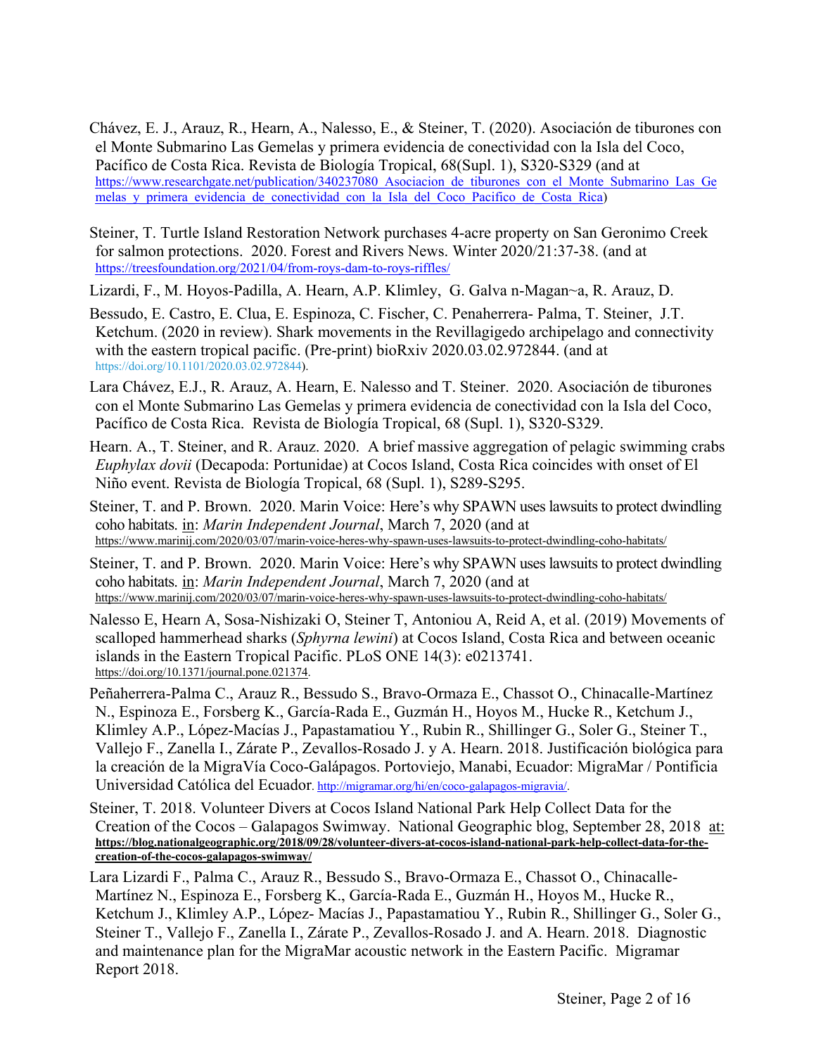Chávez, E. J., Arauz, R., Hearn, A., Nalesso, E., & Steiner, T. (2020). Asociación de tiburones con el Monte Submarino Las Gemelas y primera evidencia de conectividad con la Isla del Coco, Pacífico de Costa Rica. Revista de Biología Tropical, 68(Supl. 1), S320-S329 (and at https://www.researchgate.net/publication/340237080_Asociacion_de_tiburones_con_el_Monte_Submarino_Las_Gemelas_y_primera_evidencia_de_conectividad_con_la_Isla_del_Coco_Pacifico_de_Costa_Rica)

Steiner, T. Turtle Island Restoration Network purchases 4-acre property on San Geronimo Creek for salmon protections. 2020. Forest and Rivers News. Winter 2020/21:37-38. (and at https://treesfoundation.org/2021/04/from-roys-dam-to-roys-riffles/

Lizardi, F., M. Hoyos-Padilla, A. Hearn, A.P. Klimley, G. Galva n-Magan~a, R. Arauz, D.

Bessudo, E. Castro, E. Clua, E. Espinoza, C. Fischer, C. Penaherrera- Palma, T. Steiner, J.T. Ketchum. (2020 in review). Shark movements in the Revillagigedo archipelago and connectivity with the eastern tropical pacific. (Pre-print) bioRxiv 2020.03.02.972844. (and at https://doi.org/10.1101/2020.03.02.972844).

Lara Chávez, E.J., R. Arauz, A. Hearn, E. Nalesso and T. Steiner. 2020. Asociación de tiburones con el Monte Submarino Las Gemelas y primera evidencia de conectividad con la Isla del Coco, Pacífico de Costa Rica. Revista de Biología Tropical, 68 (Supl. 1), S320-S329.

Hearn. A., T. Steiner, and R. Arauz. 2020. A brief massive aggregation of pelagic swimming crabs *Euphylax dovii* (Decapoda: Portunidae) at Cocos Island, Costa Rica coincides with onset of El Niño event. Revista de Biología Tropical, 68 (Supl. 1), S289-S295.

Steiner, T. and P. Brown. 2020. Marin Voice: Here's why SPAWN uses lawsuits to protect dwindling coho habitats. in: *Marin Independent Journal*, March 7, 2020 (and at https://www.marinij.com/2020/03/07/marin-voice-heres-why-spawn-uses-lawsuits-to-protect-dwindling-coho-habitats/

Steiner, T. and P. Brown. 2020. Marin Voice: Here's why SPAWN uses lawsuits to protect dwindling coho habitats. in: *Marin Independent Journal*, March 7, 2020 (and at https://www.marinij.com/2020/03/07/marin-voice-heres-why-spawn-uses-lawsuits-to-protect-dwindling-coho-habitats/

Nalesso E, Hearn A, Sosa-Nishizaki O, Steiner T, Antoniou A, Reid A, et al. (2019) Movements of scalloped hammerhead sharks (*Sphyrna lewini*) at Cocos Island, Costa Rica and between oceanic islands in the Eastern Tropical Pacific. PLoS ONE 14(3): e0213741. https://doi.org/10.1371/journal.pone.021374.

Peñaherrera-Palma C., Arauz R., Bessudo S., Bravo-Ormaza E., Chassot O., Chinacalle-Martínez N., Espinoza E., Forsberg K., García-Rada E., Guzmán H., Hoyos M., Hucke R., Ketchum J., Klimley A.P., López-Macías J., Papastamatiou Y., Rubin R., Shillinger G., Soler G., Steiner T., Vallejo F., Zanella I., Zárate P., Zevallos-Rosado J. y A. Hearn. 2018. Justificación biológica para la creación de la MigraVía Coco-Galápagos. Portoviejo, Manabi, Ecuador: MigraMar / Pontificia Universidad Católica del Ecuador. http://migramar.org/hi/en/coco-galapagos-migravia/.

Steiner, T. 2018. Volunteer Divers at Cocos Island National Park Help Collect Data for the Creation of the Cocos – Galapagos Swimway. National Geographic blog, September 28, 2018 at: **https://blog.nationalgeographic.org/2018/09/28/volunteer-divers-at-cocos-island-national-park-help-collect-data-for-the-creation-of-the-cocos-galapagos-swimway/**

Lara Lizardi F., Palma C., Arauz R., Bessudo S., Bravo-Ormaza E., Chassot O., Chinacalle-Martínez N., Espinoza E., Forsberg K., García-Rada E., Guzmán H., Hoyos M., Hucke R., Ketchum J., Klimley A.P., López- Macías J., Papastamatiou Y., Rubin R., Shillinger G., Soler G., Steiner T., Vallejo F., Zanella I., Zárate P., Zevallos-Rosado J. and A. Hearn. 2018. Diagnostic and maintenance plan for the MigraMar acoustic network in the Eastern Pacific. Migramar Report 2018.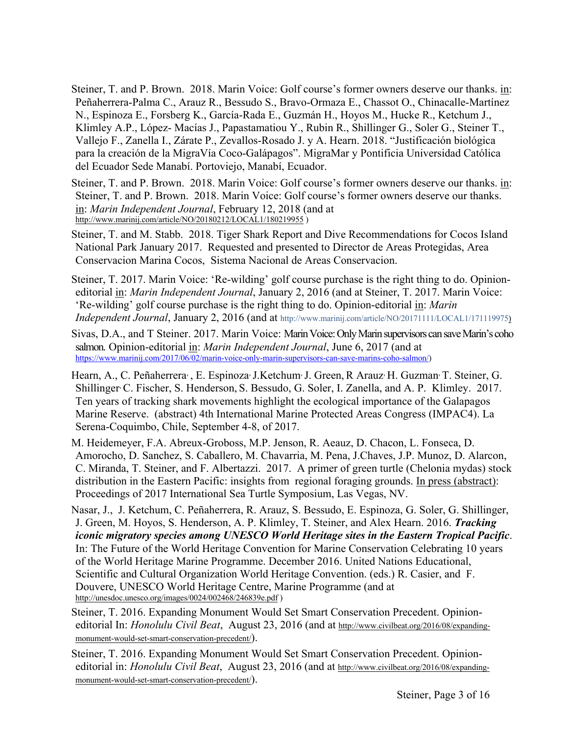Steiner, T. and P. Brown. 2018. Marin Voice: Golf course's former owners deserve our thanks. in: Peñaherrera-Palma C., Arauz R., Bessudo S., Bravo-Ormaza E., Chassot O., Chinacalle-Martínez N., Espinoza E., Forsberg K., García-Rada E., Guzmán H., Hoyos M., Hucke R., Ketchum J., Klimley A.P., López- Macías J., Papastamatiou Y., Rubin R., Shillinger G., Soler G., Steiner T., Vallejo F., Zanella I., Zárate P., Zevallos-Rosado J. y A. Hearn. 2018. "Justificación biológica para la creación de la MigraVía Coco-Galápagos". MigraMar y Pontificia Universidad Católica del Ecuador Sede Manabí. Portoviejo, Manabí, Ecuador.

Steiner, T. and P. Brown. 2018. Marin Voice: Golf course's former owners deserve our thanks. in: Steiner, T. and P. Brown. 2018. Marin Voice: Golf course's former owners deserve our thanks. in: *Marin Independent Journal*, February 12, 2018 (and at http://www.marinij.com/article/NO/20180212/LOCAL1/180219955 )

Steiner, T. and M. Stabb. 2018. Tiger Shark Report and Dive Recommendations for Cocos Island National Park January 2017. Requested and presented to Director de Areas Protegidas, Area Conservacion Marina Cocos, Sistema Nacional de Areas Conservacion.

Steiner, T. 2017. Marin Voice: 'Re-wilding' golf course purchase is the right thing to do. Opinion-editorial in: *Marin Independent Journal*, January 2, 2016 (and at Steiner, T. 2017. Marin Voice: 'Re-wilding' golf course purchase is the right thing to do. Opinion-editorial in: *Marin Independent Journal*, January 2, 2016 (and at http://www.marinij.com/article/NO/20171111/LOCAL1/171119975)

Sivas, D.A., and T Steiner. 2017. Marin Voice: Marin Voice: Only Marin supervisors can save Marin's coho salmon. Opinion-editorial in: *Marin Independent Journal*, June 6, 2017 (and at https://www.marinij.com/2017/06/02/marin-voice-only-marin-supervisors-can-save-marins-coho-salmon/)

Hearn, A., C. Peñaherrera, , E. Espinoza, J.Ketchum, J. Green, R Arauz, H. Guzman, T. Steiner, G. Shillinger, C. Fischer, S. Henderson, S. Bessudo, G. Soler, I. Zanella, and A. P. Klimley. 2017. Ten years of tracking shark movements highlight the ecological importance of the Galapagos Marine Reserve. (abstract) 4th International Marine Protected Areas Congress (IMPAC4). La Serena-Coquimbo, Chile, September 4-8, of 2017.

M. Heidemeyer, F.A. Abreux-Groboss, M.P. Jenson, R. Aeauz, D. Chacon, L. Fonseca, D. Amorocho, D. Sanchez, S. Caballero, M. Chavarria, M. Pena, J.Chaves, J.P. Munoz, D. Alarcon, C. Miranda, T. Steiner, and F. Albertazzi. 2017. A primer of green turtle (Chelonia mydas) stock distribution in the Eastern Pacific: insights from regional foraging grounds. In press (abstract): Proceedings of 2017 International Sea Turtle Symposium, Las Vegas, NV.

Nasar, J., J. Ketchum, C. Peñaherrera, R. Arauz, S. Bessudo, E. Espinoza, G. Soler, G. Shillinger, J. Green, M. Hoyos, S. Henderson, A. P. Klimley, T. Steiner, and Alex Hearn. 2016. ***Tracking iconic migratory species among UNESCO World Heritage sites in the Eastern Tropical Pacific***. In: The Future of the World Heritage Convention for Marine Conservation Celebrating 10 years of the World Heritage Marine Programme. December 2016. United Nations Educational, Scientific and Cultural Organization World Heritage Convention. (eds.) R. Casier, and F. Douvere, UNESCO World Heritage Centre, Marine Programme (and at http://unesdoc.unesco.org/images/0024/002468/246839e.pdf )

Steiner, T. 2016. Expanding Monument Would Set Smart Conservation Precedent. Opinion-editorial In: *Honolulu Civil Beat*, August 23, 2016 (and at http://www.civilbeat.org/2016/08/expanding-monument-would-set-smart-conservation-precedent/).

Steiner, T. 2016. Expanding Monument Would Set Smart Conservation Precedent. Opinion-editorial in: *Honolulu Civil Beat*, August 23, 2016 (and at http://www.civilbeat.org/2016/08/expanding-monument-would-set-smart-conservation-precedent/).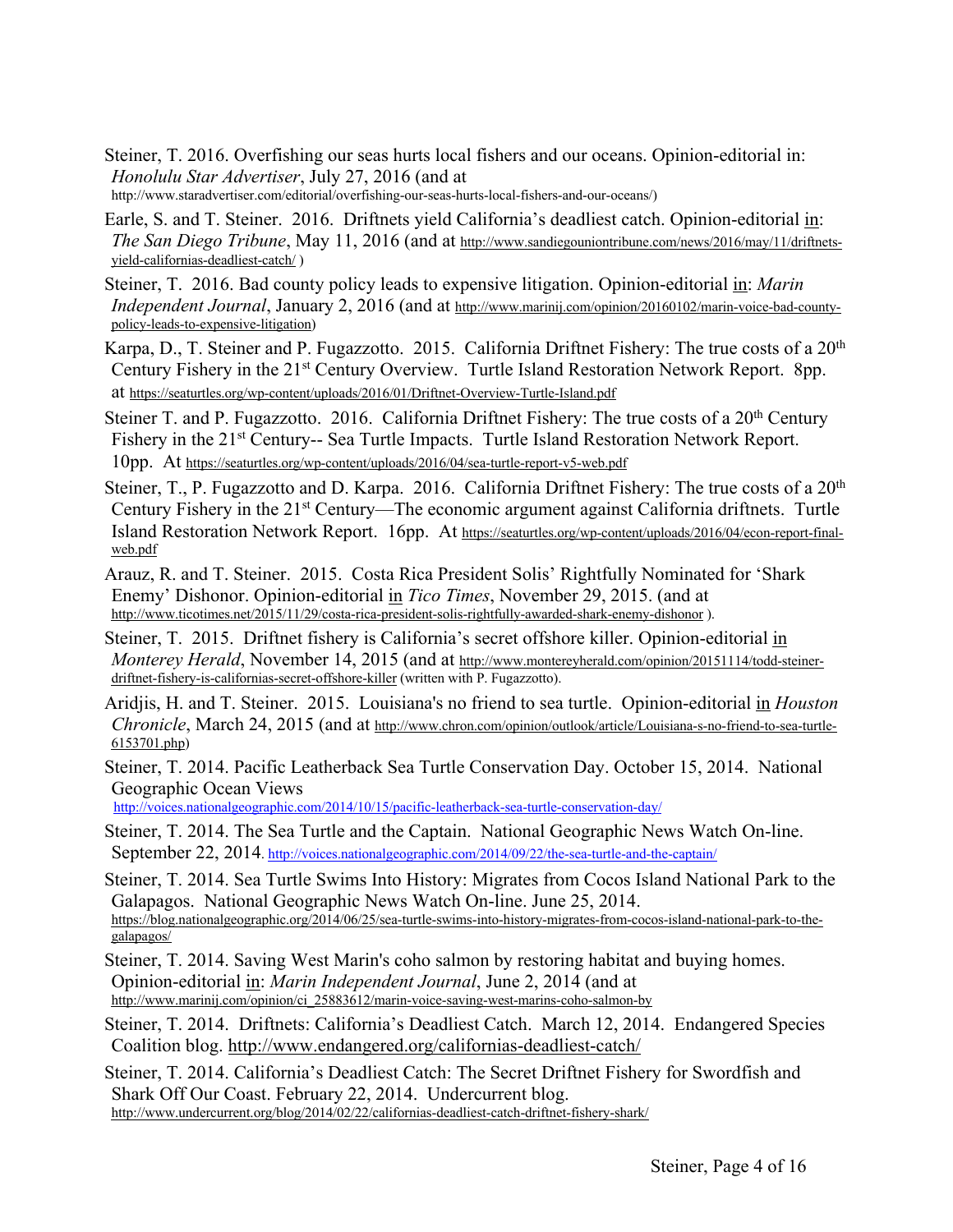Steiner, T. 2016. Overfishing our seas hurts local fishers and our oceans. Opinion-editorial in: *Honolulu Star Advertiser*, July 27, 2016 (and at http://www.staradvertiser.com/editorial/overfishing-our-seas-hurts-local-fishers-and-our-oceans/)

Earle, S. and T. Steiner. 2016. Driftnets yield California's deadliest catch. Opinion-editorial in: *The San Diego Tribune*, May 11, 2016 (and at http://www.sandiegouniontribune.com/news/2016/may/11/driftnets-yield-californias-deadliest-catch/ )

Steiner, T. 2016. Bad county policy leads to expensive litigation. Opinion-editorial in: *Marin Independent Journal*, January 2, 2016 (and at http://www.marinij.com/opinion/20160102/marin-voice-bad-county-policy-leads-to-expensive-litigation)

Karpa, D., T. Steiner and P. Fugazzotto. 2015. California Driftnet Fishery: The true costs of a 20th Century Fishery in the 21st Century Overview. Turtle Island Restoration Network Report. 8pp. at https://seaturtles.org/wp-content/uploads/2016/01/Driftnet-Overview-Turtle-Island.pdf

Steiner T. and P. Fugazzotto. 2016. California Driftnet Fishery: The true costs of a 20th Century Fishery in the 21st Century-- Sea Turtle Impacts. Turtle Island Restoration Network Report. 10pp. At https://seaturtles.org/wp-content/uploads/2016/04/sea-turtle-report-v5-web.pdf

Steiner, T., P. Fugazzotto and D. Karpa. 2016. California Driftnet Fishery: The true costs of a 20th Century Fishery in the 21st Century—The economic argument against California driftnets. Turtle Island Restoration Network Report. 16pp. At https://seaturtles.org/wp-content/uploads/2016/04/econ-report-final-web.pdf

Arauz, R. and T. Steiner. 2015. Costa Rica President Solis' Rightfully Nominated for 'Shark Enemy' Dishonor. Opinion-editorial in *Tico Times*, November 29, 2015. (and at http://www.ticotimes.net/2015/11/29/costa-rica-president-solis-rightfully-awarded-shark-enemy-dishonor ).

Steiner, T. 2015. Driftnet fishery is California's secret offshore killer. Opinion-editorial in *Monterey Herald*, November 14, 2015 (and at http://www.montereyherald.com/opinion/20151114/todd-steiner-driftnet-fishery-is-californias-secret-offshore-killer (written with P. Fugazzotto).

Aridjis, H. and T. Steiner. 2015. Louisiana's no friend to sea turtle. Opinion-editorial in *Houston Chronicle*, March 24, 2015 (and at http://www.chron.com/opinion/outlook/article/Louisiana-s-no-friend-to-sea-turtle-6153701.php)

Steiner, T. 2014. Pacific Leatherback Sea Turtle Conservation Day. October 15, 2014. National Geographic Ocean Views http://voices.nationalgeographic.com/2014/10/15/pacific-leatherback-sea-turtle-conservation-day/

Steiner, T. 2014. The Sea Turtle and the Captain. National Geographic News Watch On-line. September 22, 2014. http://voices.nationalgeographic.com/2014/09/22/the-sea-turtle-and-the-captain/

Steiner, T. 2014. Sea Turtle Swims Into History: Migrates from Cocos Island National Park to the Galapagos. National Geographic News Watch On-line. June 25, 2014. https://blog.nationalgeographic.org/2014/06/25/sea-turtle-swims-into-history-migrates-from-cocos-island-national-park-to-the-galapagos/

Steiner, T. 2014. Saving West Marin's coho salmon by restoring habitat and buying homes. Opinion-editorial in: *Marin Independent Journal*, June 2, 2014 (and at http://www.marinij.com/opinion/ci_25883612/marin-voice-saving-west-marins-coho-salmon-by

Steiner, T. 2014. Driftnets: California's Deadliest Catch. March 12, 2014. Endangered Species Coalition blog. http://www.endangered.org/californias-deadliest-catch/

Steiner, T. 2014. California's Deadliest Catch: The Secret Driftnet Fishery for Swordfish and Shark Off Our Coast. February 22, 2014. Undercurrent blog. http://www.undercurrent.org/blog/2014/02/22/californias-deadliest-catch-driftnet-fishery-shark/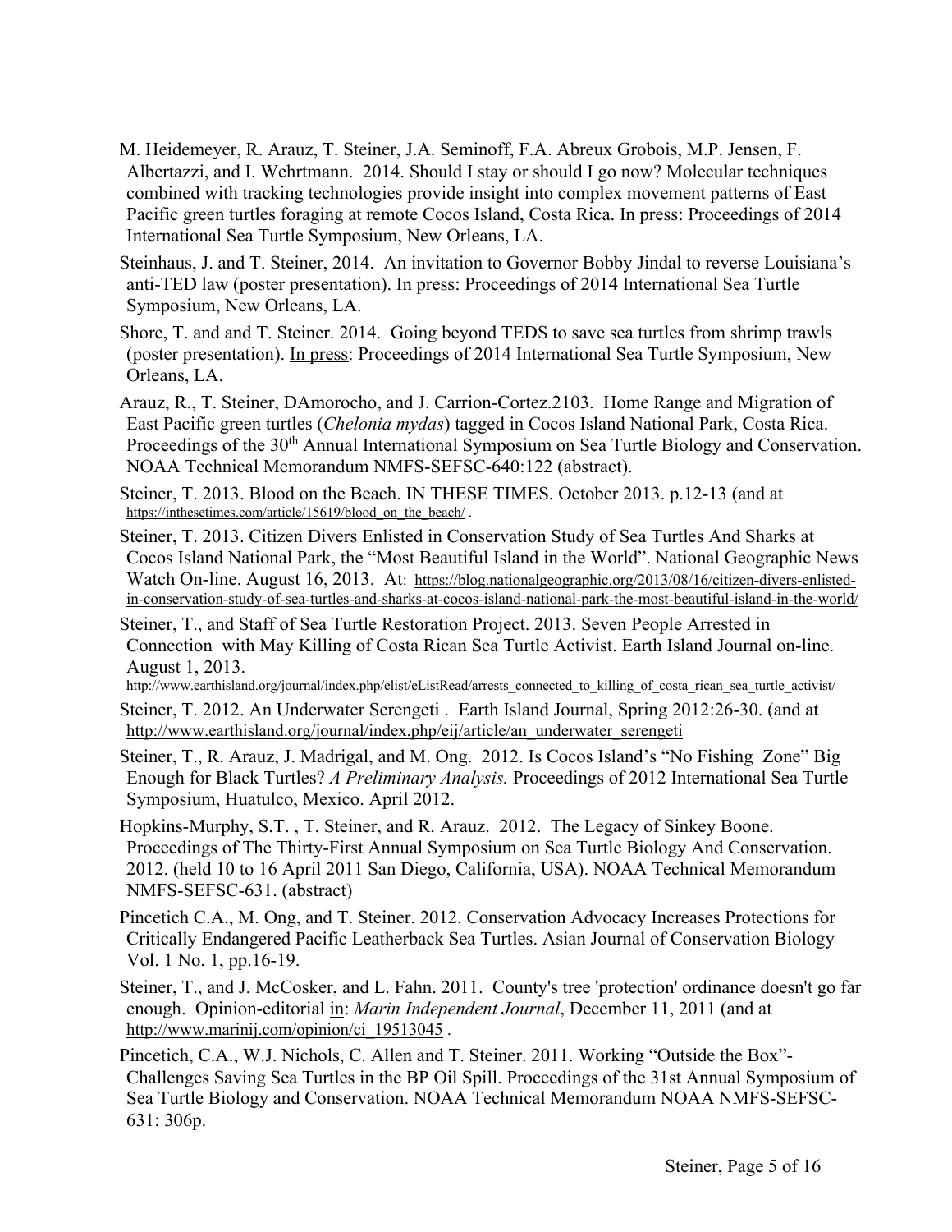M. Heidemeyer, R. Arauz, T. Steiner, J.A. Seminoff, F.A. Abreux Grobois, M.P. Jensen, F. Albertazzi, and I. Wehrtmann. 2014. Should I stay or should I go now? Molecular techniques combined with tracking technologies provide insight into complex movement patterns of East Pacific green turtles foraging at remote Cocos Island, Costa Rica. In press: Proceedings of 2014 International Sea Turtle Symposium, New Orleans, LA.

Steinhaus, J. and T. Steiner, 2014. An invitation to Governor Bobby Jindal to reverse Louisiana's anti-TED law (poster presentation). In press: Proceedings of 2014 International Sea Turtle Symposium, New Orleans, LA.

Shore, T. and and T. Steiner. 2014. Going beyond TEDS to save sea turtles from shrimp trawls (poster presentation). In press: Proceedings of 2014 International Sea Turtle Symposium, New Orleans, LA.

Arauz, R., T. Steiner, DAmorocho, and J. Carrion-Cortez.2103. Home Range and Migration of East Pacific green turtles (*Chelonia mydas*) tagged in Cocos Island National Park, Costa Rica. Proceedings of the 30th Annual International Symposium on Sea Turtle Biology and Conservation. NOAA Technical Memorandum NMFS-SEFSC-640:122 (abstract).

Steiner, T. 2013. Blood on the Beach. IN THESE TIMES. October 2013. p.12-13 (and at https://inthesetimes.com/article/15619/blood_on_the_beach/ .

Steiner, T. 2013. Citizen Divers Enlisted in Conservation Study of Sea Turtles And Sharks at Cocos Island National Park, the "Most Beautiful Island in the World". National Geographic News Watch On-line. August 16, 2013. At: https://blog.nationalgeographic.org/2013/08/16/citizen-divers-enlisted-in-conservation-study-of-sea-turtles-and-sharks-at-cocos-island-national-park-the-most-beautiful-island-in-the-world/

Steiner, T., and Staff of Sea Turtle Restoration Project. 2013. Seven People Arrested in Connection with May Killing of Costa Rican Sea Turtle Activist. Earth Island Journal on-line. August 1, 2013. http://www.earthisland.org/journal/index.php/elist/eListRead/arrests_connected_to_killing_of_costa_rican_sea_turtle_activist/

Steiner, T. 2012. An Underwater Serengeti . Earth Island Journal, Spring 2012:26-30. (and at http://www.earthisland.org/journal/index.php/eij/article/an_underwater_serengeti

Steiner, T., R. Arauz, J. Madrigal, and M. Ong. 2012. Is Cocos Island's "No Fishing Zone" Big Enough for Black Turtles? *A Preliminary Analysis.* Proceedings of 2012 International Sea Turtle Symposium, Huatulco, Mexico. April 2012.

Hopkins-Murphy, S.T. , T. Steiner, and R. Arauz. 2012. The Legacy of Sinkey Boone. Proceedings of The Thirty-First Annual Symposium on Sea Turtle Biology And Conservation. 2012. (held 10 to 16 April 2011 San Diego, California, USA). NOAA Technical Memorandum NMFS-SEFSC-631. (abstract)

Pincetich C.A., M. Ong, and T. Steiner. 2012. Conservation Advocacy Increases Protections for Critically Endangered Pacific Leatherback Sea Turtles. Asian Journal of Conservation Biology Vol. 1 No. 1, pp.16-19.

Steiner, T., and J. McCosker, and L. Fahn. 2011. County's tree 'protection' ordinance doesn't go far enough. Opinion-editorial in: *Marin Independent Journal*, December 11, 2011 (and at http://www.marinij.com/opinion/ci_19513045 .

Pincetich, C.A., W.J. Nichols, C. Allen and T. Steiner. 2011. Working "Outside the Box"- Challenges Saving Sea Turtles in the BP Oil Spill. Proceedings of the 31st Annual Symposium of Sea Turtle Biology and Conservation. NOAA Technical Memorandum NOAA NMFS-SEFSC-631: 306p.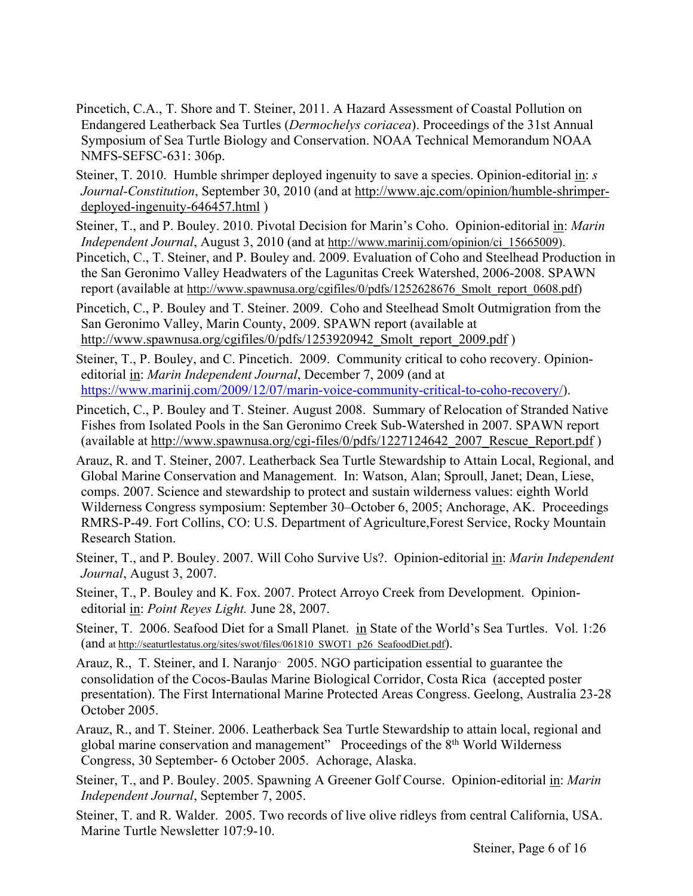Pincetich, C.A., T. Shore and T. Steiner, 2011. A Hazard Assessment of Coastal Pollution on Endangered Leatherback Sea Turtles (*Dermochelys coriacea*). Proceedings of the 31st Annual Symposium of Sea Turtle Biology and Conservation. NOAA Technical Memorandum NOAA NMFS-SEFSC-631: 306p.

Steiner, T. 2010. Humble shrimper deployed ingenuity to save a species. Opinion-editorial in: *s Journal-Constitution*, September 30, 2010 (and at http://www.ajc.com/opinion/humble-shrimper-deployed-ingenuity-646457.html )

Steiner, T., and P. Bouley. 2010. Pivotal Decision for Marin's Coho. Opinion-editorial in: *Marin Independent Journal*, August 3, 2010 (and at http://www.marinij.com/opinion/ci_15665009).

Pincetich, C., T. Steiner, and P. Bouley and. 2009. Evaluation of Coho and Steelhead Production in the San Geronimo Valley Headwaters of the Lagunitas Creek Watershed, 2006-2008. SPAWN report (available at http://www.spawnusa.org/cgifiles/0/pdfs/1252628676_Smolt_report_0608.pdf)

Pincetich, C., P. Bouley and T. Steiner. 2009. Coho and Steelhead Smolt Outmigration from the San Geronimo Valley, Marin County, 2009. SPAWN report (available at http://www.spawnusa.org/cgifiles/0/pdfs/1253920942_Smolt_report_2009.pdf )

Steiner, T., P. Bouley, and C. Pincetich. 2009. Community critical to coho recovery. Opinion-editorial in: *Marin Independent Journal*, December 7, 2009 (and at https://www.marinij.com/2009/12/07/marin-voice-community-critical-to-coho-recovery/).

Pincetich, C., P. Bouley and T. Steiner. August 2008. Summary of Relocation of Stranded Native Fishes from Isolated Pools in the San Geronimo Creek Sub-Watershed in 2007. SPAWN report (available at http://www.spawnusa.org/cgi-files/0/pdfs/1227124642_2007_Rescue_Report.pdf )

Arauz, R. and T. Steiner, 2007. Leatherback Sea Turtle Stewardship to Attain Local, Regional, and Global Marine Conservation and Management. In: Watson, Alan; Sproull, Janet; Dean, Liese, comps. 2007. Science and stewardship to protect and sustain wilderness values: eighth World Wilderness Congress symposium: September 30–October 6, 2005; Anchorage, AK. Proceedings RMRS-P-49. Fort Collins, CO: U.S. Department of Agriculture,Forest Service, Rocky Mountain Research Station.

Steiner, T., and P. Bouley. 2007. Will Coho Survive Us?. Opinion-editorial in: *Marin Independent Journal*, August 3, 2007.

Steiner, T., P. Bouley and K. Fox. 2007. Protect Arroyo Creek from Development. Opinion-editorial in: *Point Reyes Light.* June 28, 2007.

Steiner, T. 2006. Seafood Diet for a Small Planet. in State of the World's Sea Turtles. Vol. 1:26 (and at http://seaturtlestatus.org/sites/swot/files/061810_SWOT1_p26_SeafoodDiet.pdf).

Arauz, R., T. Steiner, and I. Naranjo¨ 2005. NGO participation essential to guarantee the consolidation of the Cocos-Baulas Marine Biological Corridor, Costa Rica (accepted poster presentation). The First International Marine Protected Areas Congress. Geelong, Australia 23-28 October 2005.

Arauz, R., and T. Steiner. 2006. Leatherback Sea Turtle Stewardship to attain local, regional and global marine conservation and management" Proceedings of the 8th World Wilderness Congress, 30 September- 6 October 2005. Achorage, Alaska.

Steiner, T., and P. Bouley. 2005. Spawning A Greener Golf Course. Opinion-editorial in: *Marin Independent Journal*, September 7, 2005.

Steiner, T. and R. Walder. 2005. Two records of live olive ridleys from central California, USA. Marine Turtle Newsletter 107:9-10.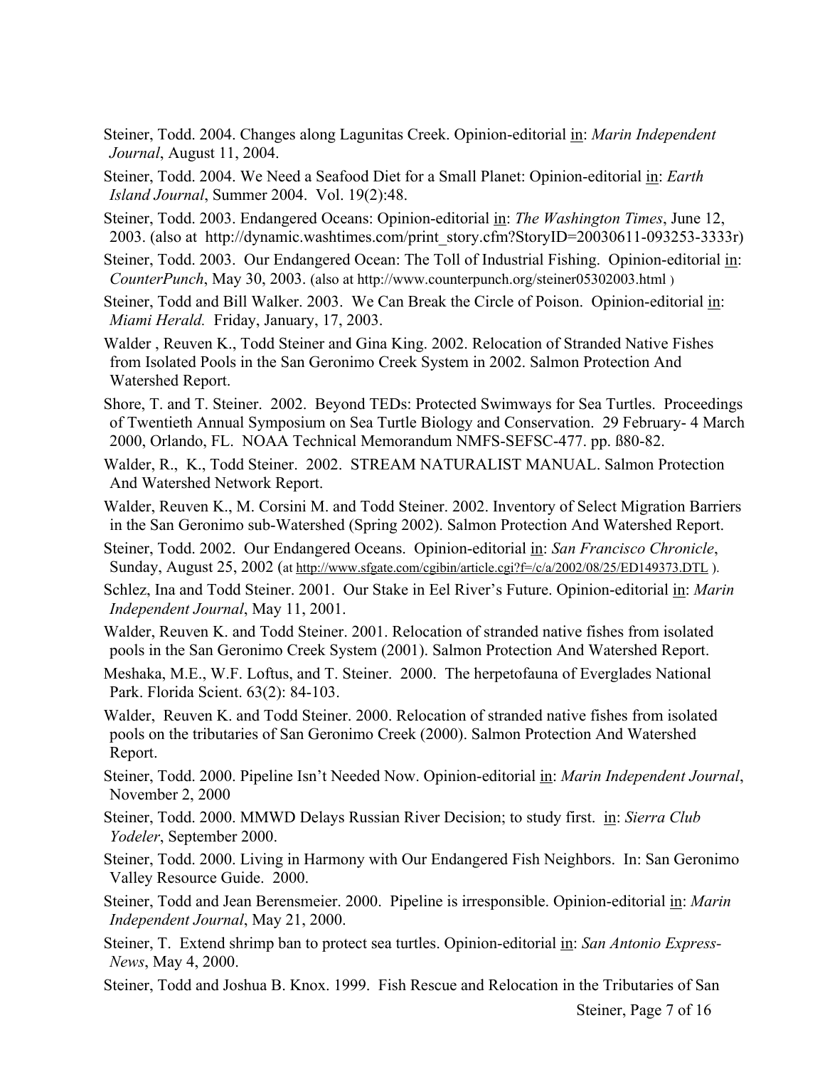Steiner, Todd. 2004. Changes along Lagunitas Creek. Opinion-editorial in: *Marin Independent Journal*, August 11, 2004.

Steiner, Todd. 2004. We Need a Seafood Diet for a Small Planet: Opinion-editorial in: *Earth Island Journal*, Summer 2004. Vol. 19(2):48.

Steiner, Todd. 2003. Endangered Oceans: Opinion-editorial in: *The Washington Times*, June 12, 2003. (also at http://dynamic.washtimes.com/print_story.cfm?StoryID=20030611-093253-3333r)

Steiner, Todd. 2003. Our Endangered Ocean: The Toll of Industrial Fishing. Opinion-editorial in: *CounterPunch*, May 30, 2003. (also at http://www.counterpunch.org/steiner05302003.html )

Steiner, Todd and Bill Walker. 2003. We Can Break the Circle of Poison. Opinion-editorial in: *Miami Herald.* Friday, January, 17, 2003.

Walder , Reuven K., Todd Steiner and Gina King. 2002. Relocation of Stranded Native Fishes from Isolated Pools in the San Geronimo Creek System in 2002. Salmon Protection And Watershed Report.

Shore, T. and T. Steiner. 2002. Beyond TEDs: Protected Swimways for Sea Turtles. Proceedings of Twentieth Annual Symposium on Sea Turtle Biology and Conservation. 29 February- 4 March 2000, Orlando, FL. NOAA Technical Memorandum NMFS-SEFSC-477. pp. ß80-82.

Walder, R., K., Todd Steiner. 2002. STREAM NATURALIST MANUAL. Salmon Protection And Watershed Network Report.

Walder, Reuven K., M. Corsini M. and Todd Steiner. 2002. Inventory of Select Migration Barriers in the San Geronimo sub-Watershed (Spring 2002). Salmon Protection And Watershed Report.

Steiner, Todd. 2002. Our Endangered Oceans. Opinion-editorial in: *San Francisco Chronicle*, Sunday, August 25, 2002 (at http://www.sfgate.com/cgibin/article.cgi?f=/c/a/2002/08/25/ED149373.DTL ).

Schlez, Ina and Todd Steiner. 2001. Our Stake in Eel River's Future. Opinion-editorial in: *Marin Independent Journal*, May 11, 2001.

Walder, Reuven K. and Todd Steiner. 2001. Relocation of stranded native fishes from isolated pools in the San Geronimo Creek System (2001). Salmon Protection And Watershed Report.

Meshaka, M.E., W.F. Loftus, and T. Steiner. 2000. The herpetofauna of Everglades National Park. Florida Scient. 63(2): 84-103.

Walder, Reuven K. and Todd Steiner. 2000. Relocation of stranded native fishes from isolated pools on the tributaries of San Geronimo Creek (2000). Salmon Protection And Watershed Report.

Steiner, Todd. 2000. Pipeline Isn't Needed Now. Opinion-editorial in: *Marin Independent Journal*, November 2, 2000

Steiner, Todd. 2000. MMWD Delays Russian River Decision; to study first. in: *Sierra Club Yodeler*, September 2000.

Steiner, Todd. 2000. Living in Harmony with Our Endangered Fish Neighbors. In: San Geronimo Valley Resource Guide. 2000.

Steiner, Todd and Jean Berensmeier. 2000. Pipeline is irresponsible. Opinion-editorial in: *Marin Independent Journal*, May 21, 2000.

Steiner, T. Extend shrimp ban to protect sea turtles. Opinion-editorial in: *San Antonio Express-News*, May 4, 2000.

Steiner, Todd and Joshua B. Knox. 1999. Fish Rescue and Relocation in the Tributaries of San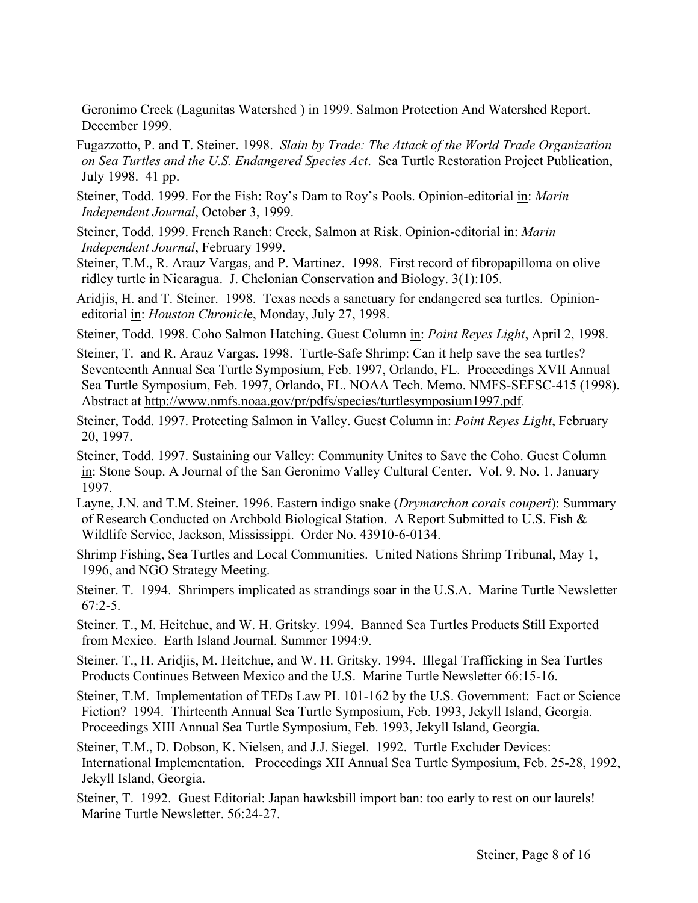Geronimo Creek (Lagunitas Watershed ) in 1999. Salmon Protection And Watershed Report. December 1999.

Fugazzotto, P. and T. Steiner. 1998. *Slain by Trade: The Attack of the World Trade Organization on Sea Turtles and the U.S. Endangered Species Act*. Sea Turtle Restoration Project Publication, July 1998. 41 pp.

Steiner, Todd. 1999. For the Fish: Roy's Dam to Roy's Pools. Opinion-editorial in: *Marin Independent Journal*, October 3, 1999.

Steiner, Todd. 1999. French Ranch: Creek, Salmon at Risk. Opinion-editorial in: *Marin Independent Journal*, February 1999.

Steiner, T.M., R. Arauz Vargas, and P. Martinez. 1998. First record of fibropapilloma on olive ridley turtle in Nicaragua. J. Chelonian Conservation and Biology. 3(1):105.

Aridjis, H. and T. Steiner. 1998. Texas needs a sanctuary for endangered sea turtles. Opinion-editorial in: *Houston Chronicle*, Monday, July 27, 1998.

Steiner, Todd. 1998. Coho Salmon Hatching. Guest Column in: *Point Reyes Light*, April 2, 1998.

Steiner, T. and R. Arauz Vargas. 1998. Turtle-Safe Shrimp: Can it help save the sea turtles? Seventeenth Annual Sea Turtle Symposium, Feb. 1997, Orlando, FL. Proceedings XVII Annual Sea Turtle Symposium, Feb. 1997, Orlando, FL. NOAA Tech. Memo. NMFS-SEFSC-415 (1998). Abstract at http://www.nmfs.noaa.gov/pr/pdfs/species/turtlesymposium1997.pdf.

Steiner, Todd. 1997. Protecting Salmon in Valley. Guest Column in: *Point Reyes Light*, February 20, 1997.

Steiner, Todd. 1997. Sustaining our Valley: Community Unites to Save the Coho. Guest Column in: Stone Soup. A Journal of the San Geronimo Valley Cultural Center. Vol. 9. No. 1. January 1997.

Layne, J.N. and T.M. Steiner. 1996. Eastern indigo snake (*Drymarchon corais couperi*): Summary of Research Conducted on Archbold Biological Station. A Report Submitted to U.S. Fish & Wildlife Service, Jackson, Mississippi. Order No. 43910-6-0134.

Shrimp Fishing, Sea Turtles and Local Communities. United Nations Shrimp Tribunal, May 1, 1996, and NGO Strategy Meeting.

Steiner. T. 1994. Shrimpers implicated as strandings soar in the U.S.A. Marine Turtle Newsletter 67:2-5.

Steiner. T., M. Heitchue, and W. H. Gritsky. 1994. Banned Sea Turtles Products Still Exported from Mexico. Earth Island Journal. Summer 1994:9.

Steiner. T., H. Aridjis, M. Heitchue, and W. H. Gritsky. 1994. Illegal Trafficking in Sea Turtles Products Continues Between Mexico and the U.S. Marine Turtle Newsletter 66:15-16.

Steiner, T.M. Implementation of TEDs Law PL 101-162 by the U.S. Government: Fact or Science Fiction? 1994. Thirteenth Annual Sea Turtle Symposium, Feb. 1993, Jekyll Island, Georgia. Proceedings XIII Annual Sea Turtle Symposium, Feb. 1993, Jekyll Island, Georgia.

Steiner, T.M., D. Dobson, K. Nielsen, and J.J. Siegel. 1992. Turtle Excluder Devices: International Implementation. Proceedings XII Annual Sea Turtle Symposium, Feb. 25-28, 1992, Jekyll Island, Georgia.

Steiner, T. 1992. Guest Editorial: Japan hawksbill import ban: too early to rest on our laurels! Marine Turtle Newsletter. 56:24-27.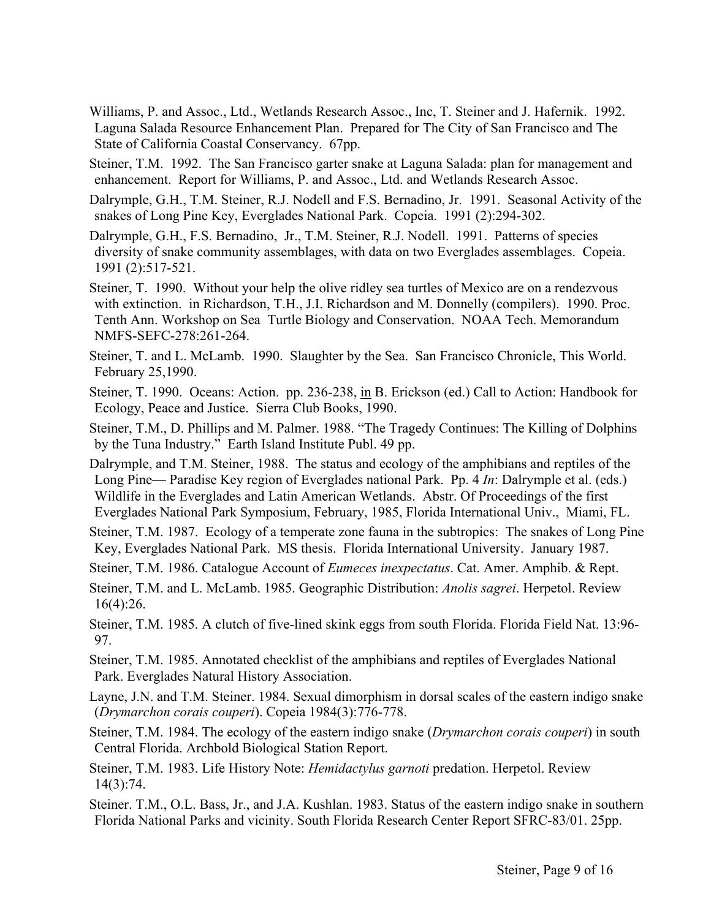Williams, P. and Assoc., Ltd., Wetlands Research Assoc., Inc, T. Steiner and J. Hafernik. 1992. Laguna Salada Resource Enhancement Plan. Prepared for The City of San Francisco and The State of California Coastal Conservancy. 67pp.

Steiner, T.M. 1992. The San Francisco garter snake at Laguna Salada: plan for management and enhancement. Report for Williams, P. and Assoc., Ltd. and Wetlands Research Assoc.

Dalrymple, G.H., T.M. Steiner, R.J. Nodell and F.S. Bernadino, Jr. 1991. Seasonal Activity of the snakes of Long Pine Key, Everglades National Park. Copeia. 1991 (2):294-302.

Dalrymple, G.H., F.S. Bernadino, Jr., T.M. Steiner, R.J. Nodell. 1991. Patterns of species diversity of snake community assemblages, with data on two Everglades assemblages. Copeia. 1991 (2):517-521.

Steiner, T. 1990. Without your help the olive ridley sea turtles of Mexico are on a rendezvous with extinction. in Richardson, T.H., J.I. Richardson and M. Donnelly (compilers). 1990. Proc. Tenth Ann. Workshop on Sea Turtle Biology and Conservation. NOAA Tech. Memorandum NMFS-SEFC-278:261-264.

Steiner, T. and L. McLamb. 1990. Slaughter by the Sea. San Francisco Chronicle, This World. February 25,1990.

Steiner, T. 1990. Oceans: Action. pp. 236-238, <u>in</u> B. Erickson (ed.) Call to Action: Handbook for Ecology, Peace and Justice. Sierra Club Books, 1990.

Steiner, T.M., D. Phillips and M. Palmer. 1988. "The Tragedy Continues: The Killing of Dolphins by the Tuna Industry." Earth Island Institute Publ. 49 pp.

Dalrymple, and T.M. Steiner, 1988. The status and ecology of the amphibians and reptiles of the Long Pine— Paradise Key region of Everglades national Park. Pp. 4 *In*: Dalrymple et al. (eds.) Wildlife in the Everglades and Latin American Wetlands. Abstr. Of Proceedings of the first Everglades National Park Symposium, February, 1985, Florida International Univ., Miami, FL.

Steiner, T.M. 1987. Ecology of a temperate zone fauna in the subtropics: The snakes of Long Pine Key, Everglades National Park. MS thesis. Florida International University. January 1987.

Steiner, T.M. 1986. Catalogue Account of *Eumeces inexpectatus*. Cat. Amer. Amphib. & Rept.

Steiner, T.M. and L. McLamb. 1985. Geographic Distribution: *Anolis sagrei*. Herpetol. Review 16(4):26.

Steiner, T.M. 1985. A clutch of five-lined skink eggs from south Florida. Florida Field Nat. 13:96-97.

Steiner, T.M. 1985. Annotated checklist of the amphibians and reptiles of Everglades National Park. Everglades Natural History Association.

Layne, J.N. and T.M. Steiner. 1984. Sexual dimorphism in dorsal scales of the eastern indigo snake (*Drymarchon corais couperi*). Copeia 1984(3):776-778.

Steiner, T.M. 1984. The ecology of the eastern indigo snake (*Drymarchon corais couperi*) in south Central Florida. Archbold Biological Station Report.

Steiner, T.M. 1983. Life History Note: *Hemidactylus garnoti* predation. Herpetol. Review 14(3):74.

Steiner. T.M., O.L. Bass, Jr., and J.A. Kushlan. 1983. Status of the eastern indigo snake in southern Florida National Parks and vicinity. South Florida Research Center Report SFRC-83/01. 25pp.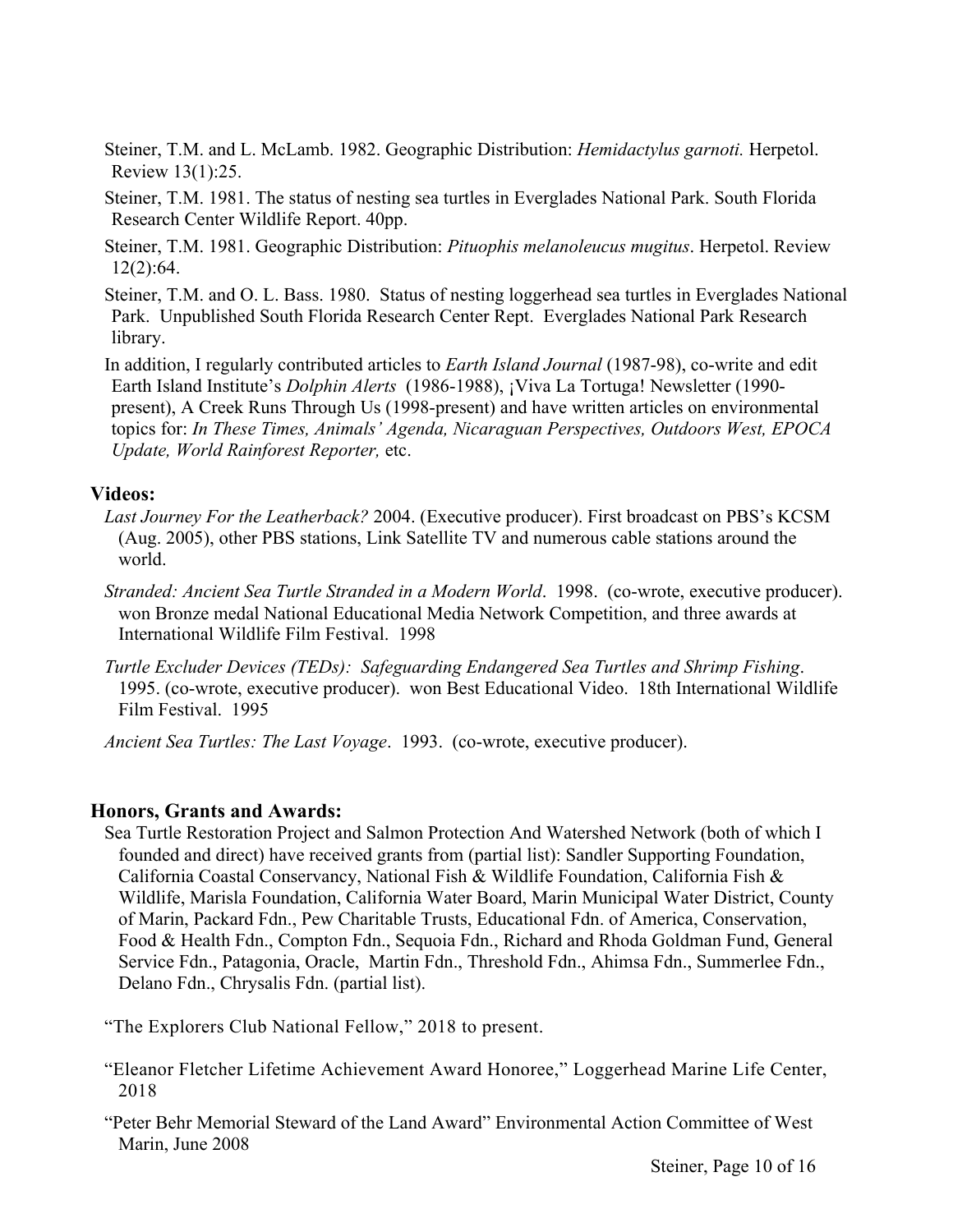Steiner, T.M. and L. McLamb. 1982. Geographic Distribution: *Hemidactylus garnoti.* Herpetol. Review 13(1):25.

Steiner, T.M. 1981. The status of nesting sea turtles in Everglades National Park. South Florida Research Center Wildlife Report. 40pp.

Steiner, T.M. 1981. Geographic Distribution: *Pituophis melanoleucus mugitus*. Herpetol. Review 12(2):64.

Steiner, T.M. and O. L. Bass. 1980. Status of nesting loggerhead sea turtles in Everglades National Park. Unpublished South Florida Research Center Rept. Everglades National Park Research library.

In addition, I regularly contributed articles to *Earth Island Journal* (1987-98), co-write and edit Earth Island Institute's *Dolphin Alerts* (1986-1988), ¡Viva La Tortuga! Newsletter (1990-present), A Creek Runs Through Us (1998-present) and have written articles on environmental topics for: *In These Times, Animals' Agenda, Nicaraguan Perspectives, Outdoors West, EPOCA Update, World Rainforest Reporter,* etc.

## Videos:

*Last Journey For the Leatherback?* 2004. (Executive producer). First broadcast on PBS's KCSM (Aug. 2005), other PBS stations, Link Satellite TV and numerous cable stations around the world.

*Stranded: Ancient Sea Turtle Stranded in a Modern World*. 1998. (co-wrote, executive producer). won Bronze medal National Educational Media Network Competition, and three awards at International Wildlife Film Festival. 1998

*Turtle Excluder Devices (TEDs): Safeguarding Endangered Sea Turtles and Shrimp Fishing*. 1995. (co-wrote, executive producer). won Best Educational Video. 18th International Wildlife Film Festival. 1995

*Ancient Sea Turtles: The Last Voyage*. 1993. (co-wrote, executive producer).

## Honors, Grants and Awards:

Sea Turtle Restoration Project and Salmon Protection And Watershed Network (both of which I founded and direct) have received grants from (partial list): Sandler Supporting Foundation, California Coastal Conservancy, National Fish & Wildlife Foundation, California Fish & Wildlife, Marisla Foundation, California Water Board, Marin Municipal Water District, County of Marin, Packard Fdn., Pew Charitable Trusts, Educational Fdn. of America, Conservation, Food & Health Fdn., Compton Fdn., Sequoia Fdn., Richard and Rhoda Goldman Fund, General Service Fdn., Patagonia, Oracle, Martin Fdn., Threshold Fdn., Ahimsa Fdn., Summerlee Fdn., Delano Fdn., Chrysalis Fdn. (partial list).

"The Explorers Club National Fellow," 2018 to present.

"Eleanor Fletcher Lifetime Achievement Award Honoree," Loggerhead Marine Life Center, 2018

"Peter Behr Memorial Steward of the Land Award" Environmental Action Committee of West Marin, June 2008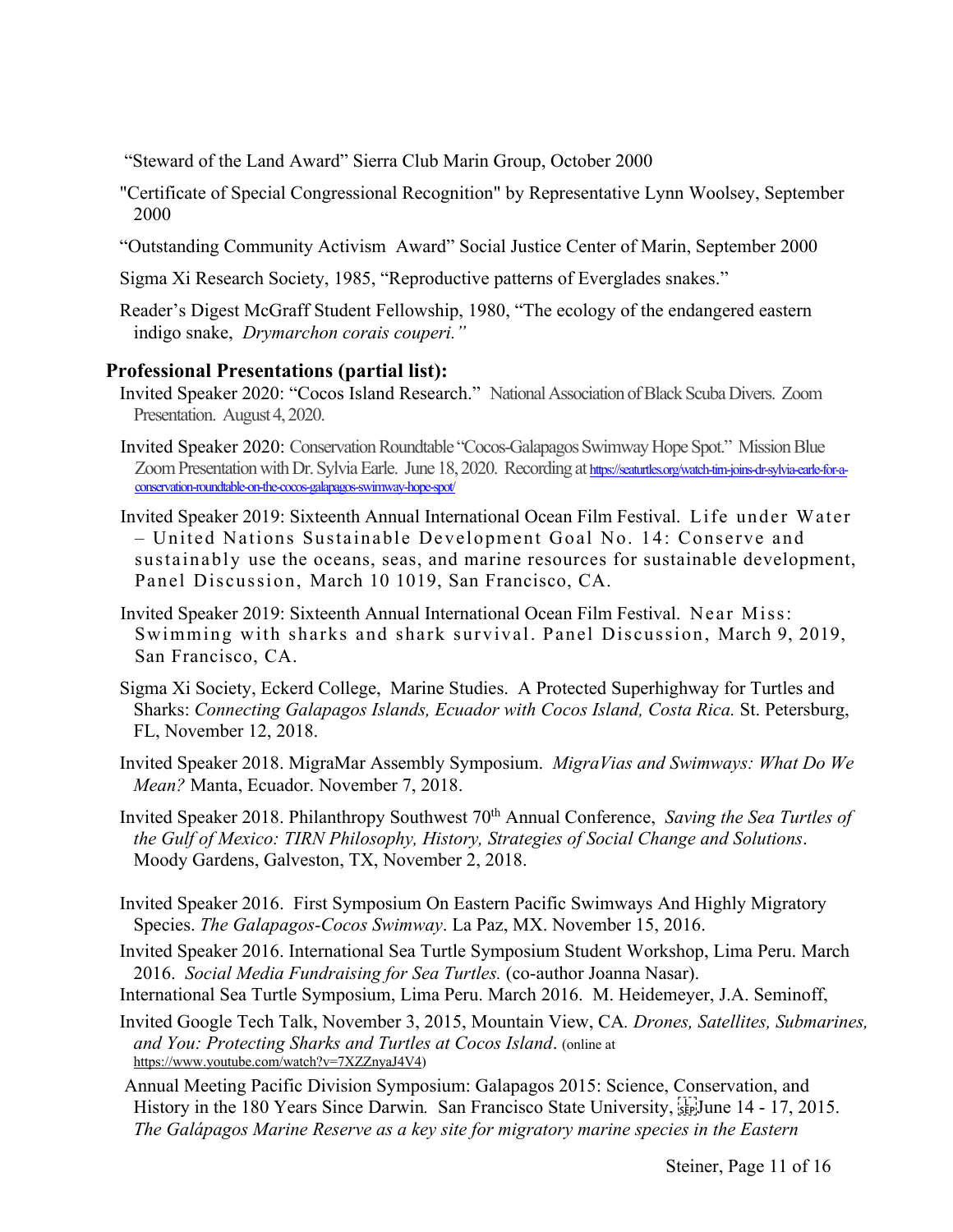"Steward of the Land Award" Sierra Club Marin Group, October 2000

"Certificate of Special Congressional Recognition" by Representative Lynn Woolsey, September 2000

"Outstanding Community Activism Award" Social Justice Center of Marin, September 2000

Sigma Xi Research Society, 1985, "Reproductive patterns of Everglades snakes."

Reader's Digest McGraff Student Fellowship, 1980, "The ecology of the endangered eastern indigo snake, *Drymarchon corais couperi."*

## Professional Presentations (partial list):

Invited Speaker 2020: "Cocos Island Research." National Association of Black Scuba Divers. Zoom Presentation. August 4, 2020.

Invited Speaker 2020: Conservation Roundtable "Cocos-Galapagos Swimway Hope Spot." Mission Blue Zoom Presentation with Dr. Sylvia Earle. June 18, 2020. Recording at https://seaturtles.org/watch-tim-joins-dr-sylvia-earle-for-a-conservation-roundtable-on-the-cocos-galapagos-swimway-hope-spot/

Invited Speaker 2019: Sixteenth Annual International Ocean Film Festival. Life under Water – United Nations Sustainable Development Goal No. 14: Conserve and sustainably use the oceans, seas, and marine resources for sustainable development, Panel Discussion, March 10 1019, San Francisco, CA.

Invited Speaker 2019: Sixteenth Annual International Ocean Film Festival. Near Miss: Swimming with sharks and shark survival. Panel Discussion, March 9, 2019, San Francisco, CA.

Sigma Xi Society, Eckerd College, Marine Studies. A Protected Superhighway for Turtles and Sharks: *Connecting Galapagos Islands, Ecuador with Cocos Island, Costa Rica.* St. Petersburg, FL, November 12, 2018.

Invited Speaker 2018. MigraMar Assembly Symposium. *MigraVias and Swimways: What Do We Mean?* Manta, Ecuador. November 7, 2018.

Invited Speaker 2018. Philanthropy Southwest 70th Annual Conference, *Saving the Sea Turtles of the Gulf of Mexico: TIRN Philosophy, History, Strategies of Social Change and Solutions*. Moody Gardens, Galveston, TX, November 2, 2018.

Invited Speaker 2016. First Symposium On Eastern Pacific Swimways And Highly Migratory Species. *The Galapagos-Cocos Swimway*. La Paz, MX. November 15, 2016.

Invited Speaker 2016. International Sea Turtle Symposium Student Workshop, Lima Peru. March 2016. *Social Media Fundraising for Sea Turtles.* (co-author Joanna Nasar).

International Sea Turtle Symposium, Lima Peru. March 2016. M. Heidemeyer, J.A. Seminoff,

Invited Google Tech Talk, November 3, 2015, Mountain View, CA. *Drones, Satellites, Submarines, and You: Protecting Sharks and Turtles at Cocos Island*. (online at https://www.youtube.com/watch?v=7XZZnyaJ4V4)

Annual Meeting Pacific Division Symposium: Galapagos 2015: Science, Conservation, and History in the 180 Years Since Darwin*.* San Francisco State University, June 14 - 17, 2015. *The Galápagos Marine Reserve as a key site for migratory marine species in the Eastern*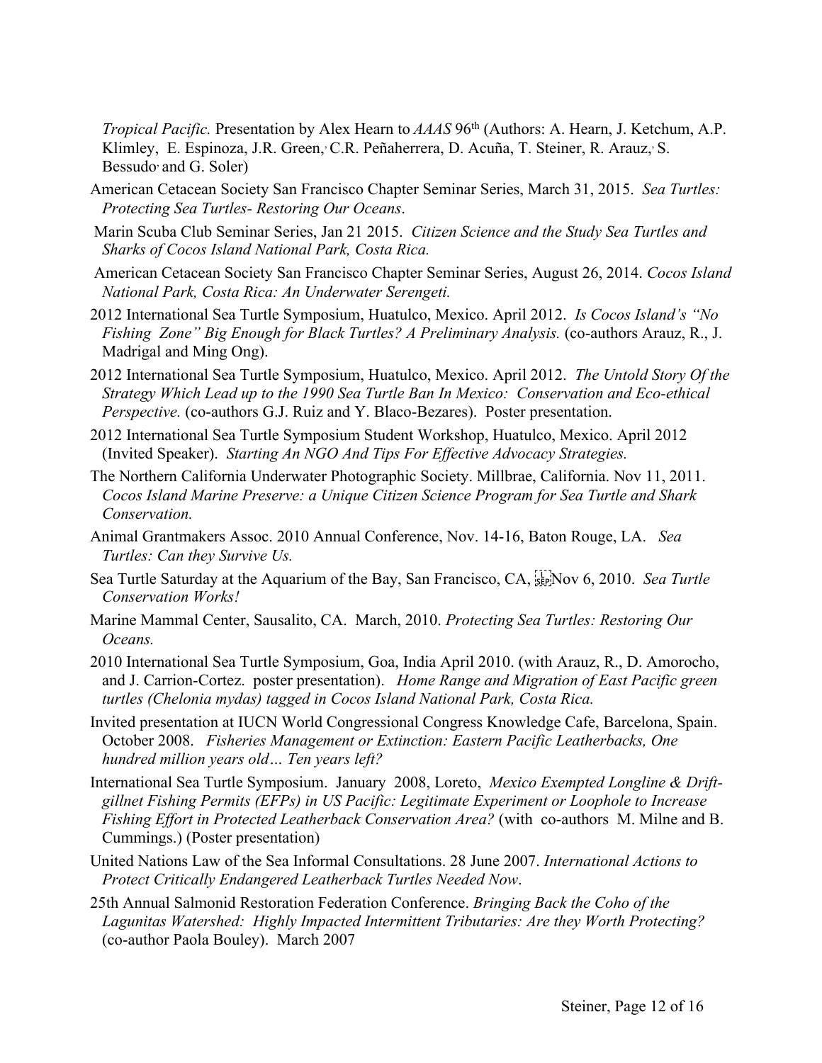*Tropical Pacific.* Presentation by Alex Hearn to *AAAS* 96th (Authors: A. Hearn, J. Ketchum, A.P. Klimley, E. Espinoza, J.R. Green, C.R. Peñaherrera, D. Acuña, T. Steiner, R. Arauz, S. Bessudo and G. Soler)

American Cetacean Society San Francisco Chapter Seminar Series, March 31, 2015. *Sea Turtles: Protecting Sea Turtles- Restoring Our Oceans*.

Marin Scuba Club Seminar Series, Jan 21 2015. *Citizen Science and the Study Sea Turtles and Sharks of Cocos Island National Park, Costa Rica.*

American Cetacean Society San Francisco Chapter Seminar Series, August 26, 2014. *Cocos Island National Park, Costa Rica: An Underwater Serengeti.*

2012 International Sea Turtle Symposium, Huatulco, Mexico. April 2012. *Is Cocos Island's "No Fishing Zone" Big Enough for Black Turtles? A Preliminary Analysis.* (co-authors Arauz, R., J. Madrigal and Ming Ong).

2012 International Sea Turtle Symposium, Huatulco, Mexico. April 2012. *The Untold Story Of the Strategy Which Lead up to the 1990 Sea Turtle Ban In Mexico: Conservation and Eco-ethical Perspective.* (co-authors G.J. Ruiz and Y. Blaco-Bezares). Poster presentation.

2012 International Sea Turtle Symposium Student Workshop, Huatulco, Mexico. April 2012 (Invited Speaker). *Starting An NGO And Tips For Effective Advocacy Strategies.*

The Northern California Underwater Photographic Society. Millbrae, California. Nov 11, 2011. *Cocos Island Marine Preserve: a Unique Citizen Science Program for Sea Turtle and Shark Conservation.*

Animal Grantmakers Assoc. 2010 Annual Conference, Nov. 14-16, Baton Rouge, LA. *Sea Turtles: Can they Survive Us.*

Sea Turtle Saturday at the Aquarium of the Bay, San Francisco, CA, Nov 6, 2010. *Sea Turtle Conservation Works!*

Marine Mammal Center, Sausalito, CA. March, 2010. *Protecting Sea Turtles: Restoring Our Oceans.*

2010 International Sea Turtle Symposium, Goa, India April 2010. (with Arauz, R., D. Amorocho, and J. Carrion-Cortez. poster presentation). *Home Range and Migration of East Pacific green turtles (Chelonia mydas) tagged in Cocos Island National Park, Costa Rica.*

Invited presentation at IUCN World Congressional Congress Knowledge Cafe, Barcelona, Spain. October 2008. *Fisheries Management or Extinction: Eastern Pacific Leatherbacks, One hundred million years old… Ten years left?*

International Sea Turtle Symposium. January 2008, Loreto, *Mexico Exempted Longline & Drift-gillnet Fishing Permits (EFPs) in US Pacific: Legitimate Experiment or Loophole to Increase Fishing Effort in Protected Leatherback Conservation Area?* (with co-authors M. Milne and B. Cummings.) (Poster presentation)

United Nations Law of the Sea Informal Consultations. 28 June 2007. *International Actions to Protect Critically Endangered Leatherback Turtles Needed Now*.

25th Annual Salmonid Restoration Federation Conference. *Bringing Back the Coho of the Lagunitas Watershed: Highly Impacted Intermittent Tributaries: Are they Worth Protecting?* (co-author Paola Bouley). March 2007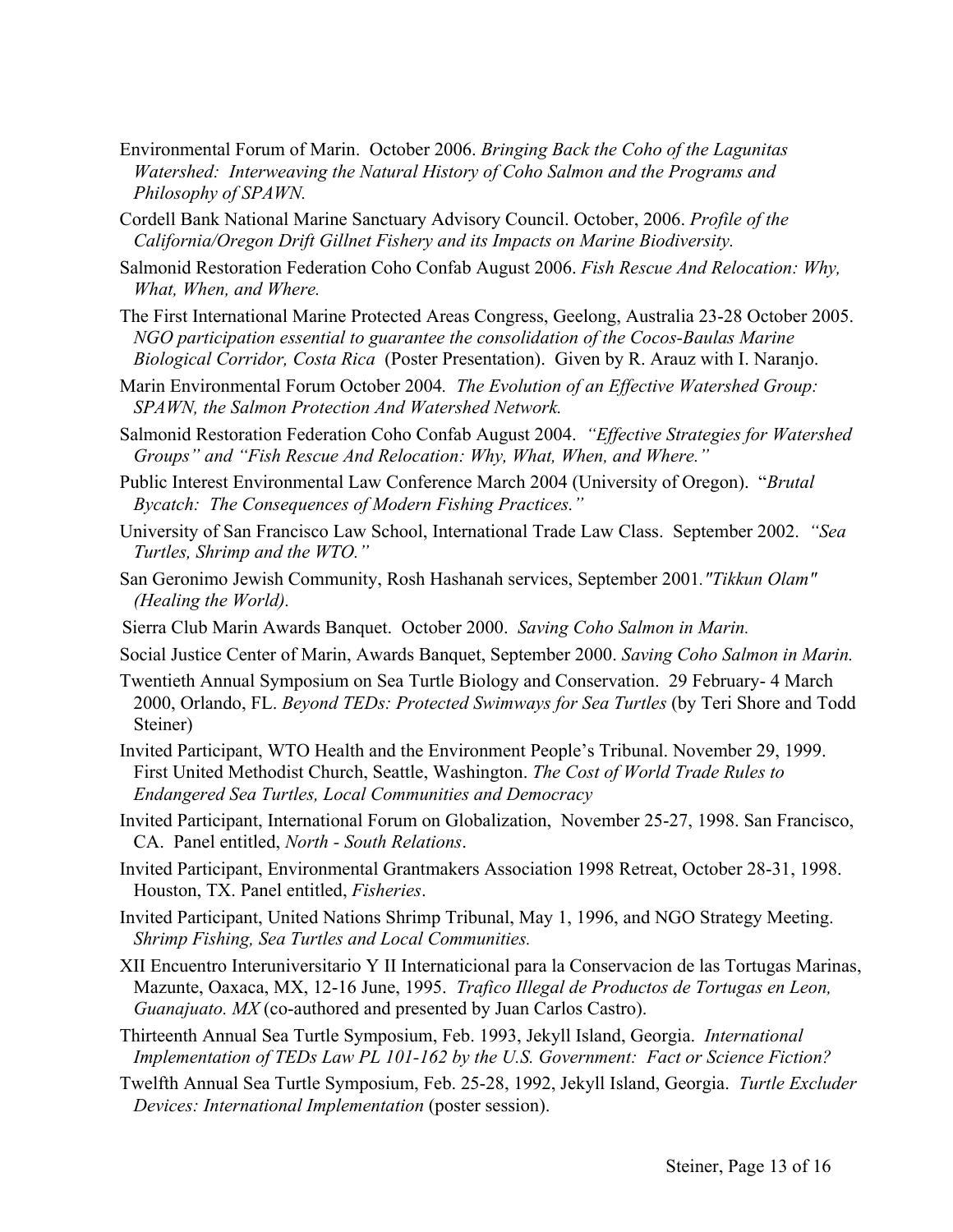Environmental Forum of Marin. October 2006. *Bringing Back the Coho of the Lagunitas Watershed: Interweaving the Natural History of Coho Salmon and the Programs and Philosophy of SPAWN.*

Cordell Bank National Marine Sanctuary Advisory Council. October, 2006. *Profile of the California/Oregon Drift Gillnet Fishery and its Impacts on Marine Biodiversity.*

Salmonid Restoration Federation Coho Confab August 2006. *Fish Rescue And Relocation: Why, What, When, and Where.*

The First International Marine Protected Areas Congress, Geelong, Australia 23-28 October 2005. *NGO participation essential to guarantee the consolidation of the Cocos-Baulas Marine Biological Corridor, Costa Rica* (Poster Presentation). Given by R. Arauz with I. Naranjo.

Marin Environmental Forum October 2004*. The Evolution of an Effective Watershed Group: SPAWN, the Salmon Protection And Watershed Network.*

Salmonid Restoration Federation Coho Confab August 2004. *"Effective Strategies for Watershed Groups" and "Fish Rescue And Relocation: Why, What, When, and Where."*

Public Interest Environmental Law Conference March 2004 (University of Oregon). "*Brutal Bycatch: The Consequences of Modern Fishing Practices."*

University of San Francisco Law School, International Trade Law Class. September 2002. *"Sea Turtles, Shrimp and the WTO."*

San Geronimo Jewish Community, Rosh Hashanah services, September 2001*."Tikkun Olam" (Healing the World).*

Sierra Club Marin Awards Banquet. October 2000. *Saving Coho Salmon in Marin.*

Social Justice Center of Marin, Awards Banquet, September 2000. *Saving Coho Salmon in Marin.*

Twentieth Annual Symposium on Sea Turtle Biology and Conservation. 29 February- 4 March 2000, Orlando, FL. *Beyond TEDs: Protected Swimways for Sea Turtles* (by Teri Shore and Todd Steiner)

Invited Participant, WTO Health and the Environment People's Tribunal. November 29, 1999. First United Methodist Church, Seattle, Washington. *The Cost of World Trade Rules to Endangered Sea Turtles, Local Communities and Democracy*

Invited Participant, International Forum on Globalization, November 25-27, 1998. San Francisco, CA. Panel entitled, *North - South Relations*.

Invited Participant, Environmental Grantmakers Association 1998 Retreat, October 28-31, 1998. Houston, TX. Panel entitled, *Fisheries*.

Invited Participant, United Nations Shrimp Tribunal, May 1, 1996, and NGO Strategy Meeting. *Shrimp Fishing, Sea Turtles and Local Communities.*

XII Encuentro Interuniversitario Y II Internaticional para la Conservacion de las Tortugas Marinas, Mazunte, Oaxaca, MX, 12-16 June, 1995. *Trafico Illegal de Productos de Tortugas en Leon, Guanajuato. MX* (co-authored and presented by Juan Carlos Castro).

Thirteenth Annual Sea Turtle Symposium, Feb. 1993, Jekyll Island, Georgia. *International Implementation of TEDs Law PL 101-162 by the U.S. Government: Fact or Science Fiction?*

Twelfth Annual Sea Turtle Symposium, Feb. 25-28, 1992, Jekyll Island, Georgia. *Turtle Excluder Devices: International Implementation* (poster session).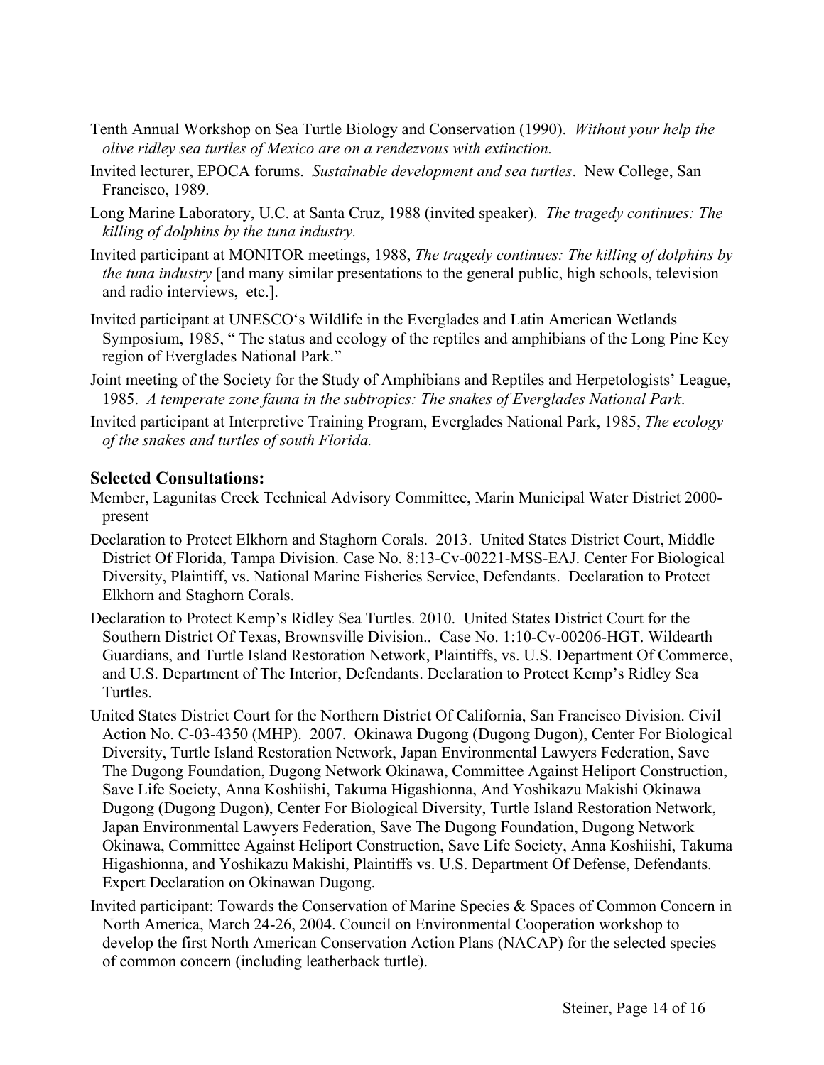Tenth Annual Workshop on Sea Turtle Biology and Conservation (1990). *Without your help the olive ridley sea turtles of Mexico are on a rendezvous with extinction.*

Invited lecturer, EPOCA forums. *Sustainable development and sea turtles*. New College, San Francisco, 1989.

Long Marine Laboratory, U.C. at Santa Cruz, 1988 (invited speaker). *The tragedy continues: The killing of dolphins by the tuna industry.*

Invited participant at MONITOR meetings, 1988, *The tragedy continues: The killing of dolphins by the tuna industry* [and many similar presentations to the general public, high schools, television and radio interviews, etc.].

Invited participant at UNESCO's Wildlife in the Everglades and Latin American Wetlands Symposium, 1985, " The status and ecology of the reptiles and amphibians of the Long Pine Key region of Everglades National Park."

Joint meeting of the Society for the Study of Amphibians and Reptiles and Herpetologists' League, 1985. *A temperate zone fauna in the subtropics: The snakes of Everglades National Park*.

Invited participant at Interpretive Training Program, Everglades National Park, 1985, *The ecology of the snakes and turtles of south Florida.*

## Selected Consultations:

Member, Lagunitas Creek Technical Advisory Committee, Marin Municipal Water District 2000-present

Declaration to Protect Elkhorn and Staghorn Corals. 2013. United States District Court, Middle District Of Florida, Tampa Division. Case No. 8:13-Cv-00221-MSS-EAJ. Center For Biological Diversity, Plaintiff, vs. National Marine Fisheries Service, Defendants. Declaration to Protect Elkhorn and Staghorn Corals.

Declaration to Protect Kemp's Ridley Sea Turtles. 2010. United States District Court for the Southern District Of Texas, Brownsville Division.. Case No. 1:10-Cv-00206-HGT. Wildearth Guardians, and Turtle Island Restoration Network, Plaintiffs, vs. U.S. Department Of Commerce, and U.S. Department of The Interior, Defendants. Declaration to Protect Kemp's Ridley Sea Turtles.

United States District Court for the Northern District Of California, San Francisco Division. Civil Action No. C-03-4350 (MHP). 2007. Okinawa Dugong (Dugong Dugon), Center For Biological Diversity, Turtle Island Restoration Network, Japan Environmental Lawyers Federation, Save The Dugong Foundation, Dugong Network Okinawa, Committee Against Heliport Construction, Save Life Society, Anna Koshiishi, Takuma Higashionna, And Yoshikazu Makishi Okinawa Dugong (Dugong Dugon), Center For Biological Diversity, Turtle Island Restoration Network, Japan Environmental Lawyers Federation, Save The Dugong Foundation, Dugong Network Okinawa, Committee Against Heliport Construction, Save Life Society, Anna Koshiishi, Takuma Higashionna, and Yoshikazu Makishi, Plaintiffs vs. U.S. Department Of Defense, Defendants. Expert Declaration on Okinawan Dugong.

Invited participant: Towards the Conservation of Marine Species & Spaces of Common Concern in North America, March 24-26, 2004. Council on Environmental Cooperation workshop to develop the first North American Conservation Action Plans (NACAP) for the selected species of common concern (including leatherback turtle).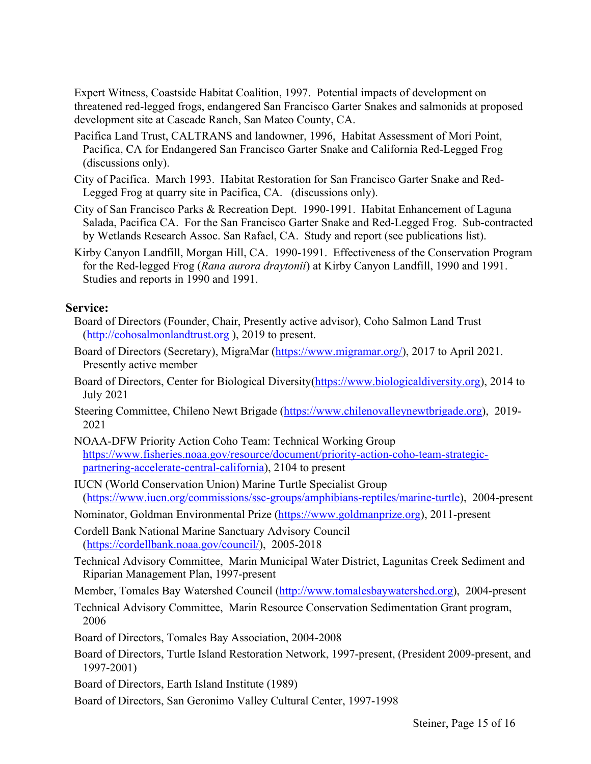Expert Witness, Coastside Habitat Coalition, 1997. Potential impacts of development on threatened red-legged frogs, endangered San Francisco Garter Snakes and salmonids at proposed development site at Cascade Ranch, San Mateo County, CA.

Pacifica Land Trust, CALTRANS and landowner, 1996, Habitat Assessment of Mori Point, Pacifica, CA for Endangered San Francisco Garter Snake and California Red-Legged Frog (discussions only).

City of Pacifica. March 1993. Habitat Restoration for San Francisco Garter Snake and Red-Legged Frog at quarry site in Pacifica, CA. (discussions only).

City of San Francisco Parks & Recreation Dept. 1990-1991. Habitat Enhancement of Laguna Salada, Pacifica CA. For the San Francisco Garter Snake and Red-Legged Frog. Sub-contracted by Wetlands Research Assoc. San Rafael, CA. Study and report (see publications list).

Kirby Canyon Landfill, Morgan Hill, CA. 1990-1991. Effectiveness of the Conservation Program for the Red-legged Frog (*Rana aurora draytonii*) at Kirby Canyon Landfill, 1990 and 1991. Studies and reports in 1990 and 1991.

## Service:

Board of Directors (Founder, Chair, Presently active advisor), Coho Salmon Land Trust (http://cohosalmonlandtrust.org ), 2019 to present.

Board of Directors (Secretary), MigraMar (https://www.migramar.org/), 2017 to April 2021. Presently active member

Board of Directors, Center for Biological Diversity(https://www.biologicaldiversity.org), 2014 to July 2021

Steering Committee, Chileno Newt Brigade (https://www.chilenovalleynewtbrigade.org), 2019-2021

NOAA-DFW Priority Action Coho Team: Technical Working Group https://www.fisheries.noaa.gov/resource/document/priority-action-coho-team-strategic-partnering-accelerate-central-california), 2104 to present

IUCN (World Conservation Union) Marine Turtle Specialist Group (https://www.iucn.org/commissions/ssc-groups/amphibians-reptiles/marine-turtle), 2004-present

Nominator, Goldman Environmental Prize (https://www.goldmanprize.org), 2011-present

Cordell Bank National Marine Sanctuary Advisory Council (https://cordellbank.noaa.gov/council/), 2005-2018

Technical Advisory Committee, Marin Municipal Water District, Lagunitas Creek Sediment and Riparian Management Plan, 1997-present

Member, Tomales Bay Watershed Council (http://www.tomalesbaywatershed.org), 2004-present

Technical Advisory Committee, Marin Resource Conservation Sedimentation Grant program, 2006

Board of Directors, Tomales Bay Association, 2004-2008

Board of Directors, Turtle Island Restoration Network, 1997-present, (President 2009-present, and 1997-2001)

Board of Directors, Earth Island Institute (1989)

Board of Directors, San Geronimo Valley Cultural Center, 1997-1998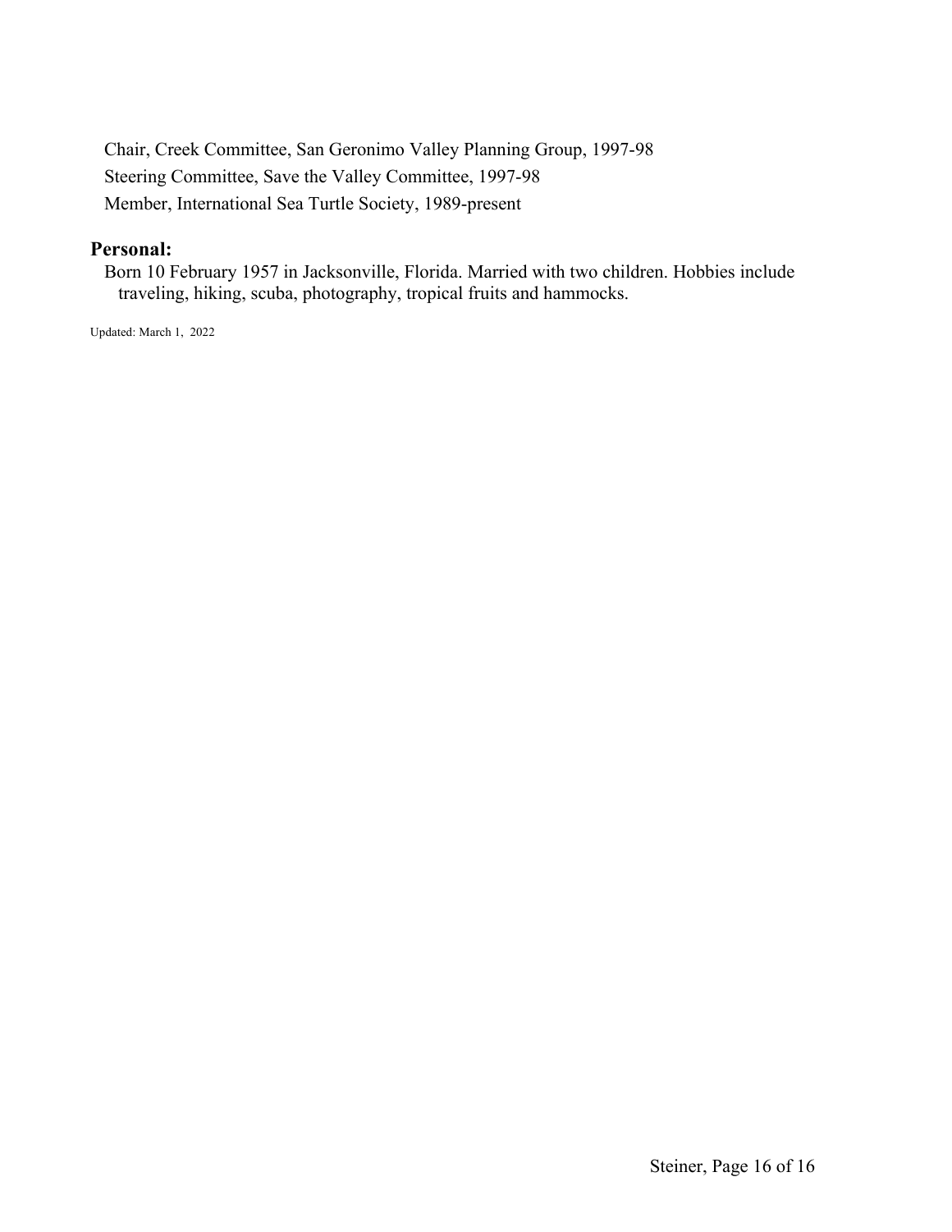Chair, Creek Committee, San Geronimo Valley Planning Group, 1997-98

Steering Committee, Save the Valley Committee, 1997-98

Member, International Sea Turtle Society, 1989-present

## Personal:

Born 10 February 1957 in Jacksonville, Florida. Married with two children. Hobbies include traveling, hiking, scuba, photography, tropical fruits and hammocks.

Updated: March 1, 2022